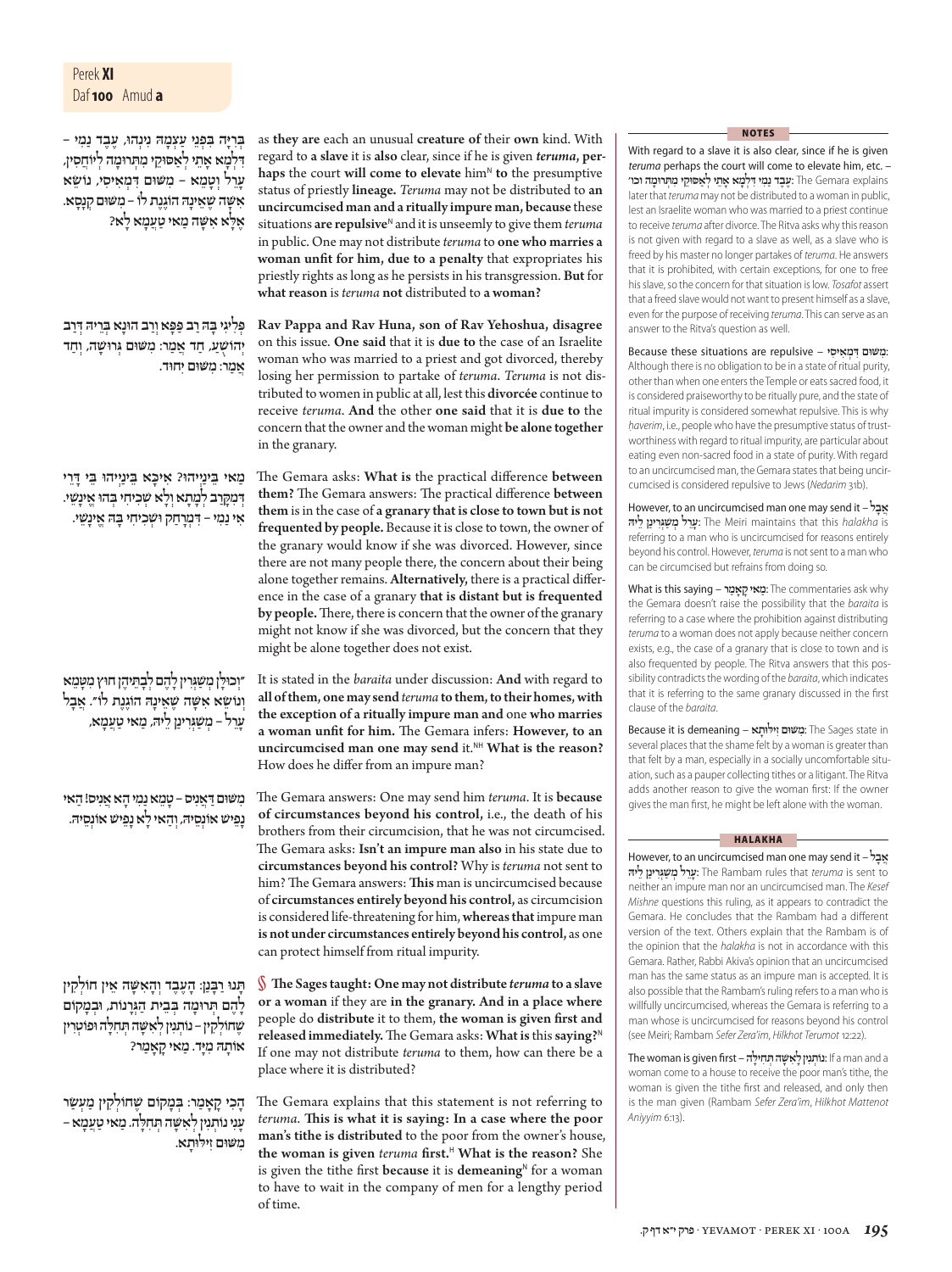בְּרִיָּה בִּפְנֵי עַצְמָהּ נִינְהוּ, עֶבֶד נַמִּי – דִּלְמָא אָתֵי לְאַסּוֹקֵי מִתְּרוּמָה לְיוֹחֲסִין, עָרֵל וְטָמֵא – מִשּׁוּם דִּמְאִיסִי, נוֹשֵׂא אִשָּׁה שֶׁאֵינָהּ הוֹגֶנֶת לוֹ – מִשּׁוּם קְנָסָא. אֶלָּא אִשָּׁה מַאי טַעְמָא לָא?

as **they are** each an unusual **creature of** their **own** kind. With regard to **a slave** it is **also** clear, since if he is given *teruma*, **perhaps** the court **will come to elevate** him[N] **to** the presumptive status of priestly **lineage.** *Teruma* may not be distributed to **an uncircumcised man and a ritually impure man, because** these situations **are repulsive**[N] and it is unseemly to give them *teruma* in public. One may not distribute *teruma* to **one who marries a woman unfit for him, due to a penalty** that expropriates his priestly rights as long as he persists in his transgression. **But** for **what reason** is *teruma* **not** distributed to **a woman?**

פְּלִיגִי בָּהּ רַב פָּפָּא וְרַב הוּנָא בְּרֵיהּ דְּרַב יְהוֹשֻׁעַ, חַד אָמַר: מִשּׁוּם גְּרוּשָׁה, וְחַד אָמַר: מִשּׁוּם יִחוּד.

**Rav Pappa and Rav Huna, son of Rav Yehoshua, disagree** on this issue. **One said** that it is **due to** the case of an Israelite woman who was married to a priest and got divorced, thereby losing her permission to partake of *teruma*. *Teruma* is not distributed to women in public at all, lest this **divorcée** continue to receive *teruma*. **And** the other **one said** that it is **due to** the concern that the owner and the woman might **be alone together** in the granary.

מַאי בֵּינַיְיהוּ? אִיכָּא בֵּינַיְיהוּ בֵּי דָרֵי דְּמִקְרַב לְמָתָא וְלָא שְׁכִיחִי בְּהוּ אֱינָשֵׁי. אִי נַמִּי – דְּמִרְחַק וּשְׁכִיחִי בָּהּ אֱינָשֵׁי.

The Gemara asks: **What is** the practical difference **between them?** The Gemara answers: The practical difference **between them** is in the case of **a granary that is close to town but is not frequented by people.** Because it is close to town, the owner of the granary would know if she was divorced. However, since there are not many people there, the concern about their being alone together remains. **Alternatively,** there is a practical difference in the case of a granary **that is distant but is frequented by people.** There, there is concern that the owner of the granary might not know if she was divorced, but the concern that they might be alone together does not exist.

״וְכוּלָּן מְשַׁגְּרִין לָהֶם לְבָתֵּיהֶן חוּץ מִטָּמֵא וְנוֹשֵׂא אִשָּׁה שֶׁאֵינָהּ הוֹגֶנֶת לוֹ״. אֲבָל עָרֵל – מְשַׁגְּרִינַן לֵיהּ, מַאי טַעְמָא,

It is stated in the *baraita* under discussion: **And** with regard to **all of them, one may send** *teruma* **to them, to their homes, with the exception of a ritually impure man and** one **who marries a woman unfit for him.** The Gemara infers: **However, to an uncircumcised man one may send** it.[NH] **What is the reason?** How does he differ from an impure man?

מִשּׁוּם דַּאֲנִיס – טָמֵא נַמִּי הָא אֲנִיס! הַאי נָפֵישׁ אוֹנְסֵיהּ, וְהַאי לָא נָפֵישׁ אוֹנְסֵיהּ.

The Gemara answers: One may send him *teruma*. It is **because of circumstances beyond his control,** i.e., the death of his brothers from their circumcision, that he was not circumcised. The Gemara asks: **Isn't an impure man also** in his state due to **circumstances beyond his control?** Why is *teruma* not sent to him? The Gemara answers: **This** man is uncircumcised because of **circumstances entirely beyond his control,** as circumcision is considered life-threatening for him, **whereas that** impure man **is not under circumstances entirely beyond his control,** as one can protect himself from ritual impurity.

תָּנוּ רַבָּנַן: הָעֶבֶד וְהָאִשָּׁה אֵין חוֹלְקִין לָהֶם תְּרוּמָה בְּבֵית הַגְּרָנוֹת, וּבְמָקוֹם שֶׁחוֹלְקִין – נוֹתְנִין לְאִשָּׁה תְּחִלָּה וּפוֹטְרִין אוֹתָהּ מִיָּד. מַאי קָאָמַר?

§ **The Sages taught: One may not distribute** *teruma* **to a slave or a woman** if they are **in the granary. And in a place where** people do **distribute** it to them, **the woman is given first and released immediately.** The Gemara asks: **What is** this **saying?**[N] If one may not distribute *teruma* to them, how can there be a place where it is distributed?

הָכִי קָאָמַר: בְּמָקוֹם שֶׁחוֹלְקִין מַעְשַׂר עָנִי נוֹתְנִין לְאִשָּׁה תְּחִלָּה. מַאי טַעְמָא – מִשּׁוּם זִילוּתָא.

The Gemara explains that this statement is not referring to *teruma*. **This is what it is saying: In a case where the poor man's tithe is distributed** to the poor from the owner's house, **the woman is given** *teruma* **first.**[H] **What is the reason?** She is given the tithe first **because** it is **demeaning**[N] for a woman to have to wait in the company of men for a lengthy period of time.

**NOTES**

With regard to a slave it is also clear, since if he is given *teruma* perhaps the court will come to elevate him, etc. – עֶבֶד נַמִּי דִּלְמָא אָתֵי לְאַסּוֹקֵי מִתְּרוּמָה וכו׳: The Gemara explains later that *teruma* may not be distributed to a woman in public, lest an Israelite woman who was married to a priest continue to receive *teruma* after divorce. The Ritva asks why this reason is not given with regard to a slave as well, as a slave who is freed by his master no longer partakes of *teruma*. He answers that it is prohibited, with certain exceptions, for one to free his slave, so the concern for that situation is low. *Tosafot* assert that a freed slave would not want to present himself as a slave, even for the purpose of receiving *teruma*. This can serve as an answer to the Ritva's question as well.

Because these situations are repulsive – מִשּׁוּם דִּמְאִיסִי: Although there is no obligation to be in a state of ritual purity, other than when one enters the Temple or eats sacred food, it is considered praiseworthy to be ritually pure, and the state of ritual impurity is considered somewhat repulsive. This is why *ḥaverim*, i.e., people who have the presumptive status of trustworthiness with regard to ritual impurity, are particular about eating even non-sacred food in a state of purity. With regard to an uncircumcised man, the Gemara states that being uncircumcised is considered repulsive to Jews (*Nedarim* 31b).

However, to an uncircumcised man one may send it – אֲבָל עָרֵל מְשַׁגְּרִינַן לֵיהּ: The Meiri maintains that this *halakha* is referring to a man who is uncircumcised for reasons entirely beyond his control. However, *teruma* is not sent to a man who can be circumcised but refrains from doing so.

What is this saying – מַאי קָאָמַר: The commentaries ask why the Gemara doesn't raise the possibility that the *baraita* is referring to a case where the prohibition against distributing *teruma* to a woman does not apply because neither concern exists, e.g., the case of a granary that is close to town and is also frequented by people. The Ritva answers that this possibility contradicts the wording of the *baraita*, which indicates that it is referring to the same granary discussed in the first clause of the *baraita*.

Because it is demeaning – מִשּׁוּם זִילוּתָא: The Sages state in several places that the shame felt by a woman is greater than that felt by a man, especially in a socially uncomfortable situation, such as a pauper collecting tithes or a litigant. The Ritva adds another reason to give the woman first: If the owner gives the man first, he might be left alone with the woman.

**HALAKHA**

However, to an uncircumcised man one may send it – אֲבָל עָרֵל מְשַׁגְּרִינַן לֵיהּ: The Rambam rules that *teruma* is sent to neither an impure man nor an uncircumcised man. The *Kesef Mishne* questions this ruling, as it appears to contradict the Gemara. He concludes that the Rambam had a different version of the text. Others explain that the Rambam is of the opinion that the *halakha* is not in accordance with this Gemara. Rather, Rabbi Akiva's opinion that an uncircumcised man has the same status as an impure man is accepted. It is also possible that the Rambam's ruling refers to a man who is willfully uncircumcised, whereas the Gemara is referring to a man whose is uncircumcised for reasons beyond his control (see Meiri; Rambam *Sefer Zera'im*, *Hilkhot Terumot* 12:22).

The woman is given first – נוֹתְנִין לְאִשָּׁה תְּחִילָּה: If a man and a woman come to a house to receive the poor man's tithe, the woman is given the tithe first and released, and only then is the man given (Rambam *Sefer Zera'im*, *Hilkhot Mattenot Aniyyim* 6:13).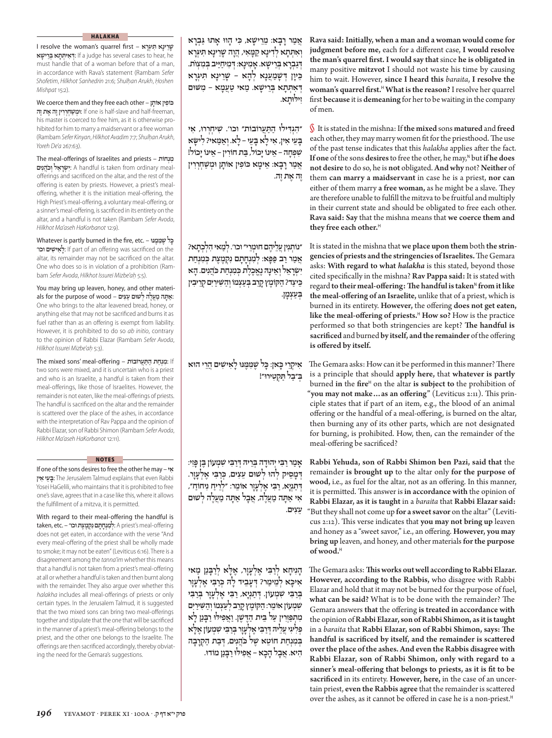## HALAKHA

I resolve the woman's quarrel first – **שָׁרֵינָא תִּיגְרָא דְּאִיתְּתָא בְּרֵישָׁא**: If a judge has several cases to hear, he must handle that of a woman before that of a man, in accordance with Rava's statement (Rambam *Sefer Shofetim*, *Hilkhot Sanhedrin* 21:6; *Shulḥan Arukh*, *Ḥoshen Mishpat* 15:2).

We coerce them and they free each other – **כּוֹפִין אוֹתָן וּמְשַׁחְרְרִין זֶה אֶת זֶה**: If one is half-slave and half-freeman, his master is coerced to free him, as it is otherwise prohibited for him to marry a maidservant or a free woman (Rambam *Sefer Kinyan*, *Hilkhot Avadim* 7:7; *Shulḥan Arukh*, *Yoreh De'a* 267:63).

The meal-offerings of Israelites and priests – **מִנְחוֹת יִשְׂרָאֵל וְכֹהֲנִים**: A handful is taken from ordinary meal-offerings and sacrificed on the altar, and the rest of the offering is eaten by priests. However, a priest's meal-offering, whether it is the initiation meal-offering, the High Priest's meal-offering, a voluntary meal-offering, or a sinner's meal-offering, is sacrificed in its entirety on the altar, and a handful is not taken (Rambam *Sefer Avoda*, *Hilkhot Ma'aseh HaKorbanot* 12:9).

Whatever is partly burned in the fire, etc. – **כָּל שֶׁמִּמֶּנּוּ לָאִישִׁים וכו׳**: If part of an offering was sacrificed on the altar, its remainder may not be sacrificed on the altar. One who does so is in violation of a prohibition (Rambam *Sefer Avoda*, *Hilkhot Issurei Mizbe'aḥ* 5:5).

You may bring up leaven, honey, and other materials for the purpose of wood – **אַתָּה מַעֲלֶה לְשׁוּם עֵצִים**: One who brings to the altar leavened bread, honey, or anything else that may not be sacrificed and burns it as fuel rather than as an offering is exempt from liability. However, it is prohibited to do so *ab initio*, contrary to the opinion of Rabbi Elazar (Rambam *Sefer Avoda*, *Hilkhot Issurei Mizbe'aḥ* 5:3).

The mixed sons' meal-offering – **מִנְחַת הַתַּעֲרוֹבוֹת**: If two sons were mixed, and it is uncertain who is a priest and who is an Israelite, a handful is taken from their meal-offerings, like those of Israelites. However, the remainder is not eaten, like the meal-offerings of priests. The handful is sacrificed on the altar and the remainder is scattered over the place of the ashes, in accordance with the interpretation of Rav Pappa and the opinion of Rabbi Elazar, son of Rabbi Shimon (Rambam *Sefer Avoda*, *Hilkhot Ma'aseh HaKorbanot* 12:11).

## NOTES

If one of the sons desires to free the other he may – **אִי בָּעֵי אִין**: The Jerusalem Talmud explains that even Rabbi Yosei HaGelili, who maintains that it is prohibited to free one's slave, agrees that in a case like this, where it allows the fulfillment of a mitzva, it is permitted.

With regard to their meal-offering the handful is taken, etc. – **לְמִנְחָתָם נִקְמֶצֶת וכו׳**: A priest's meal-offering does not get eaten, in accordance with the verse "And every meal-offering of the priest shall be wholly made to smoke; it may not be eaten" (Leviticus 6:16). There is a disagreement among the *tanna'im* whether this means that a handful is not taken from a priest's meal-offering at all or whether a handful is taken and then burnt along with the remainder. They also argue over whether this *halakha* includes all meal-offerings of priests or only certain types. In the Jerusalem Talmud, it is suggested that the two mixed sons can bring two meal-offerings together and stipulate that the one that will be sacrificed in the manner of a priest's meal-offering belongs to the priest, and the other one belongs to the Israelite. The offerings are then sacrificed accordingly, thereby obviating the need for the Gemara's suggestions.

---

אֲמַר רָבָא: מֵרֵישָׁא, כִּי הָווּ אָתוּ גַּבְרָא וְאִתְּתָא לְדִינָא קַמָּאִי, הֲוָה שָׁרֵינָא תִּיגְרָא דְּגַבְרָא בְּרֵישָׁא. אָמִינָא: דְּמִיחַיַּיב בְּמִצְוֹת. כֵּיוָן דִּשְׁמַעְנָא לְהָא – שָׁרֵינָא תִּיגְרָא דְאִתְּתָא בְּרֵישָׁא. מַאי טַעְמָא – מִשּׁוּם זִילוּתָא.

**Rava said: Initially, when a man and a woman would come for judgment before me,** each for a different case, **I would resolve the man's quarrel first. I would say that** since **he is obligated in** many positive **mitzvot** I should not waste his time by causing him to wait. However, **since I heard this** *baraita*, **I resolve the woman's quarrel first.**[H] **What is the reason?** I resolve her quarrel first **because** it is **demeaning** for her to be waiting in the company of men.

״הִגְדִּילוּ הַתַּעֲרוֹבוֹת״ וכו׳. שִׁיחְרְרוּ, אִי בָּעֵי אִין, אִי לָא בָּעֵי – לָא. וְאַמַּאי? לִישָּׂא שִׁפְחָה – אֵינוֹ יָכוֹל, בַּת חוֹרִין – אֵינוֹ יָכוֹל! אֲמַר רָבָא: אֵימָא כּוֹפִין אוֹתָן וּמְשַׁחְרְרִין זֶה אֶת זֶה.

§ It is stated in the mishna: If **the mixed** sons **matured** and **freed** each other, they may marry women fit for the priesthood. The use of the past tense indicates that this *halakha* applies after the fact. **If one** of the sons **desires** to free the other, he may,[N] but **if he does not desire** to do so, he is **not** obligated. **And why** not? **Neither** of them **can marry a maidservant** in case he is a priest, **nor can** either of them marry **a free woman,** as he might be a slave. They are therefore unable to fulfill the mitzva to be fruitful and multiply in their current state and should be obligated to free each other. **Rava said: Say** that the mishna means that **we coerce them and they free each other.**[H]

״נוֹתְנִין עֲלֵיהֶם חוּמְרֵי״ וכו׳. לְמַאי הִלְכְתָא? אֲמַר רַב פָּפָּא: לְמִנְחָתָם נִקְמֶצֶת כְּמִנְחַת יִשְׂרָאֵל וְאֵינָהּ נֶאֱכֶלֶת כְּמִנְחַת כֹּהֲנִים. הָא כֵּיצַד? הַקּוֹמֶץ קָרֵב בְּעַצְמוֹ וְהַשִּׁירַיִם קְרֵיבִין בְּעַצְמָן.

It is stated in the mishna that **we place upon them** both **the stringencies of priests and the stringencies of Israelites.** The Gemara asks: **With regard to what** *halakha* is this stated, beyond those cited specifically in the mishna? **Rav Pappa said:** It is stated with regard **to their meal-offering: The handful is taken**[N] **from it like the meal-offering of an Israelite,** unlike that of a priest, which is burned in its entirety. **However,** the offering **does not get eaten, like the meal-offering of priests.**[H] **How so?** How is the practice performed so that both stringencies are kept? **The handful is sacrificed** and burned **by itself, and the remainder** of the offering **is offered by itself.**

אִיקְרֵי כָּאן: כָּל שֶׁמִּמֶּנּוּ לָאִישִׁים הֲרֵי הוּא בְּ״בַל תַּקְטִירוּ״!

The Gemara asks: How can it be performed in this manner? There is a principle that should **apply here,** that **whatever is partly** burned **in the fire**[H] on the altar **is subject to** the prohibition of **"you may not make…as an offering"** (Leviticus 2:11). This principle states that if part of an item, e.g., the blood of an animal offering or the handful of a meal-offering, is burned on the altar, then burning any of its other parts, which are not designated for burning, is prohibited. How, then, can the remainder of the meal-offering be sacrificed?

אָמַר רַבִּי יְהוּדָה בְּרֵיהּ דְּרַבִּי שִׁמְעוֹן בֶּן פָּזִי: דְּמַסִּיק לְהוּ לְשׁוּם עֵצִים, כְּרַבִּי אֶלְעָזָר. דְּתַנְיָא, רַבִּי אֶלְעָזָר אוֹמֵר: ״לְרֵיחַ נִיחֹחַ״, אִי אַתָּה מַעֲלֶה, אֲבָל אַתָּה מַעֲלֶה לְשׁוּם עֵצִים.

**Rabbi Yehuda, son of Rabbi Shimon ben Pazi, said that** the remainder **is brought up** to the altar only **for the purpose of wood,** i.e., as fuel for the altar, not as an offering. In this manner, it is permitted. This answer is **in accordance with** the opinion of **Rabbi Elazar, as it is taught** in a *baraita* that **Rabbi Elazar said:** "But they shall not come up **for a sweet savor** on the altar" (Leviticus 2:12). This verse indicates that **you may not bring up** leaven and honey as a "sweet savor," i.e., an offering. **However, you may bring up** leaven, and honey, and other materials **for the purpose of wood.**[H]

הָנִיחָא לְרַבִּי אֶלְעָזָר, אֶלָּא לְרַבָּנַן מַאי אִיכָּא לְמֵימַר? דְּעָבֵיד לָהּ כְּרַבִּי אֶלְעָזָר בְּרַבִּי שִׁמְעוֹן. דְּתַנְיָא, רַבִּי אֶלְעָזָר בְּרַבִּי שִׁמְעוֹן אוֹמֵר: הַקּוֹמֶץ קָרֵב לְעַצְמוֹ וְהַשִּׁירַיִם מִתְפַּזְּרִין עַל בֵּית הַדֶּשֶׁן. וַאֲפִילּוּ רַבָּנַן לָא פְּלִיגִי עֲלֵיהּ דְּרַבִּי אֶלְעָזָר בְּרַבִּי שִׁמְעוֹן אֶלָּא בְּמִנְחַת חוֹטֵא שֶׁל כֹּהֲנִים, דִּבַת הַקְרָבָה הִיא. אֲבָל הָכָא – אֲפִילּוּ רַבָּנַן מוֹדוּ.

The Gemara asks: **This works out well according to Rabbi Elazar. However, according to the Rabbis,** who disagree with Rabbi Elazar and hold that it may not be burned for the purpose of fuel, **what can be said?** What is to be done with the remainder? The Gemara answers **that** the offering **is treated in accordance with** the opinion of **Rabbi Elazar, son of Rabbi Shimon, as it is taught** in a *baraita* that **Rabbi Elazar, son of Rabbi Shimon, says: The handful is sacrificed by itself, and the remainder is scattered over the place of the ashes. And even the Rabbis disagree with Rabbi Elazar, son of Rabbi Shimon, only with regard to a sinner's meal-offering that belongs to priests, as it is fit to be sacrificed** in its entirety. **However, here,** in the case of an uncertain priest, **even the Rabbis agree** that the remainder is scattered over the ashes, as it cannot be offered in case he is a non-priest.[H]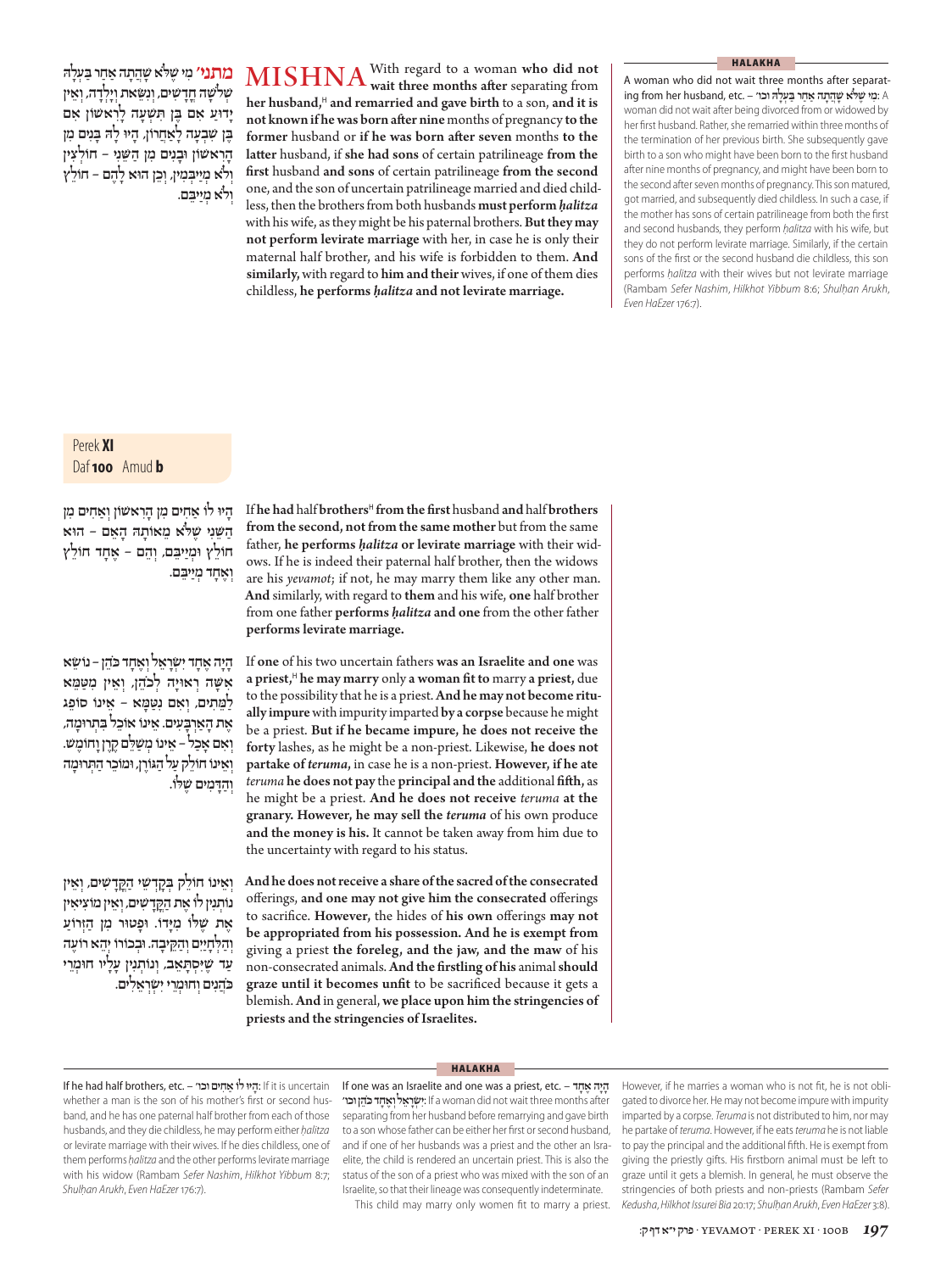**מתני׳** מִי שֶׁלֹּא שָׁהֲתָה אַחַר בַּעְלָהּ שְׁלֹשָׁה חֳדָשִׁים, וְנִשֵּׂאת וְיָלְדָה, וְאֵין יָדוּעַ אִם בֶּן תִּשְׁעָה לָרִאשׁוֹן אִם בֶּן שִׁבְעָה לָאַחֲרוֹן, הָיוּ לָהּ בָּנִים מִן הָרִאשׁוֹן וּבָנִים מִן הַשֵּׁנִי – חוֹלְצִין וְלֹא מְיַיבְּמִין, וְכֵן הוּא לָהֶם – חוֹלֵץ וְלֹא מְיַיבֵּם.

**MISHNA** With regard to a woman **who did not wait three months after** separating from **her husband,**[H] **and remarried and gave birth** to a son, **and it is not known if he was born after nine** months of pregnancy **to the former** husband or **if he was born after seven** months **to the latter** husband, if **she had sons** of certain patrilineage **from the first** husband **and sons** of certain patrilineage **from the second** one, and the son of uncertain patrilineage married and died childless, then the brothers from both husbands **must perform *ḥalitza*** with his wife, as they might be his paternal brothers. **But they may not perform levirate marriage** with her, in case he is only their maternal half brother, and his wife is forbidden to them. **And similarly,** with regard to **him and their** wives, if one of them dies childless, **he performs *ḥalitza* and not levirate marriage.**

## HALAKHA

A woman who did not wait three months after separating from her husband, etc. – מִי שֶׁלֹּא שָׁהֲתָה אַחַר בַּעְלָהּ וכו׳: A woman did not wait after being divorced from or widowed by her first husband. Rather, she remarried within three months of the termination of her previous birth. She subsequently gave birth to a son who might have been born to the first husband after nine months of pregnancy, and might have been born to the second after seven months of pregnancy. This son matured, got married, and subsequently died childless. In such a case, if the mother has sons of certain patrilineage from both the first and second husbands, they perform *ḥalitza* with his wife, but they do not perform levirate marriage. Similarly, if the certain sons of the first or the second husband die childless, this son performs *ḥalitza* with their wives but not levirate marriage (Rambam *Sefer Nashim*, *Hilkhot Yibbum* 8:6; *Shulḥan Arukh*, *Even HaEzer* 176:7).

Perek **XI**
Daf **100** Amud **b**

הָיוּ לוֹ אַחִים מִן הָרִאשׁוֹן וְאַחִים מִן הַשֵּׁנִי שֶׁלֹּא מֵאוֹתָהּ הָאֵם – הוּא חוֹלֵץ וּמְיַבֵּם, וְהֵם – אֶחָד חוֹלֵץ וְאֶחָד מְיַבֵּם.

If **he had** half **brothers**[H] **from the first** husband **and** half **brothers from the second, not from the same mother** but from the same father, **he performs *ḥalitza* or levirate marriage** with their widows. If he is indeed their paternal half brother, then the widows are his *yevamot*; if not, he may marry them like any other man. **And** similarly, with regard to **them** and his wife, **one** half brother from one father **performs *ḥalitza* and one** from the other father **performs levirate marriage.**

הָיָה אֶחָד יִשְׂרָאֵל וְאֶחָד כֹּהֵן – נוֹשֵׂא אִשָּׁה רְאוּיָה לְכֹהֵן, וְאֵין מִטַּמֵּא לְמֵתִים, וְאִם נִטְמָא – אֵינוֹ סוֹפֵג אֶת הָאַרְבָּעִים. אֵינוֹ אוֹכֵל בִּתְרוּמָה, וְאִם אָכַל – אֵינוֹ מְשַׁלֵּם קֶרֶן וָחוֹמֶשׁ. וְאֵינוֹ חוֹלֵק עַל הַגּוֹרֶן, וּמוֹכֵר הַתְּרוּמָה וְהַדָּמִים שֶׁלּוֹ.

If **one** of his two uncertain fathers **was an Israelite and one** was **a priest,**[H] **he may marry** only **a woman fit to** marry **a priest,** due to the possibility that he is a priest. **And he may not become ritually impure** with impurity imparted **by a corpse** because he might be a priest. **But if he became impure, he does not receive the forty** lashes, as he might be a non-priest. Likewise, **he does not partake of *teruma*,** in case he is a non-priest. **However, if he ate** *teruma* **he does not pay** the **principal and the** additional **fifth,** as he might be a priest. **And he does not receive** *teruma* **at the granary. However, he may sell the** *teruma* of his own produce **and the money is his.** It cannot be taken away from him due to the uncertainty with regard to his status.

וְאֵינוֹ חוֹלֵק בְּקָדְשֵׁי הַקֳּדָשִׁים, וְאֵין נוֹתְנִין לוֹ אֶת הַקֳּדָשִׁים, וְאֵין מוֹצִיאִין אֶת שֶׁלּוֹ מִיָּדוֹ. וּפָטוּר מִן הַזְּרוֹעַ וְהַלְּחָיַיִם וְהַקֵּיבָה. וּבְכוֹרוֹ יְהֵא רוֹעֶה עַד שֶׁיִּסְתָּאֵב, וְנוֹתְנִין עָלָיו חוּמְרֵי כֹּהֲנִים וְחוּמְרֵי יִשְׂרְאֵלִים.

**And he does not receive a share of the sacred of the consecrated** offerings, **and one may not give him the consecrated** offerings to sacrifice. **However,** the hides of **his own** offerings **may not be appropriated from his possession. And he is exempt from** giving a priest **the foreleg, and the jaw, and the maw** of his non-consecrated animals. **And the firstling of his** animal **should graze until it becomes unfit** to be sacrificed because it gets a blemish. **And** in general, **we place upon him the stringencies of priests and the stringencies of Israelites.**

## HALAKHA

If he had half brothers, etc. – הָיוּ לוֹ אַחִים וכו׳: If it is uncertain whether a man is the son of his mother's first or second husband, and he has one paternal half brother from each of those husbands, and they die childless, he may perform either *ḥalitza* or levirate marriage with their wives. If he dies childless, one of them performs *ḥalitza* and the other performs levirate marriage with his widow (Rambam *Sefer Nashim*, *Hilkhot Yibbum* 8:7; *Shulḥan Arukh*, *Even HaEzer* 176:7).

If one was an Israelite and one was a priest, etc. – הָיָה אֶחָד יִשְׂרָאֵל וְאֶחָד כֹּהֵן וכו׳: If a woman did not wait three months after separating from her husband before remarrying and gave birth to a son whose father can be either her first or second husband, and if one of her husbands was a priest and the other an Israelite, the child is rendered an uncertain priest. This is also the status of the son of a priest who was mixed with the son of an Israelite, so that their lineage was consequently indeterminate.

This child may marry only women fit to marry a priest. However, if he marries a woman who is not fit, he is not obligated to divorce her. He may not become impure with impurity imparted by a corpse. *Teruma* is not distributed to him, nor may he partake of *teruma*. However, if he eats *teruma* he is not liable to pay the principal and the additional fifth. He is exempt from giving the priestly gifts. His firstborn animal must be left to graze until it gets a blemish. In general, he must observe the stringencies of both priests and non-priests (Rambam *Sefer Kedusha*, *Hilkhot Issurei Bia* 20:17; *Shulḥan Arukh*, *Even HaEzer* 3:8).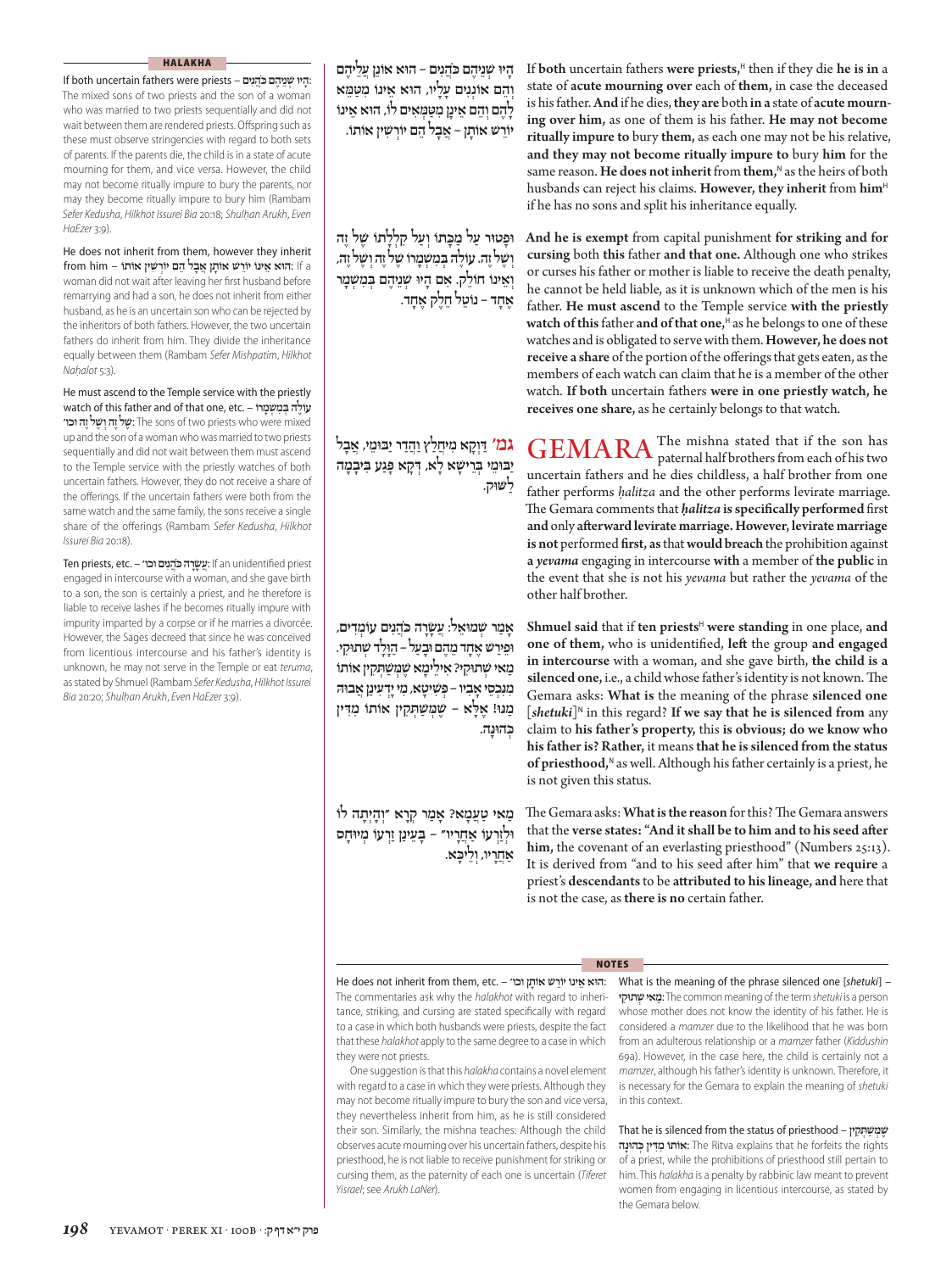## HALAKHA

**If both uncertain fathers were priests – הָיוּ שְׁנֵיהֶם כֹּהֲנִים:** The mixed sons of two priests and the son of a woman who was married to two priests sequentially and did not wait between them are rendered priests. Offspring such as these must observe stringencies with regard to both sets of parents. If the parents die, the child is in a state of acute mourning for them, and vice versa. However, the child may not become ritually impure to bury the parents, nor may they become ritually impure to bury him (Rambam *Sefer Kedusha*, *Hilkhot Issurei Bia* 20:18; *Shulḥan Arukh*, *Even HaEzer* 3:9).

**He does not inherit from them, however they inherit from him – הוּא אֵינוֹ יוֹרֵשׁ אוֹתָן אֲבָל הֵם יוֹרְשִׁין אוֹתוֹ:** If a woman did not wait after leaving her first husband before remarrying and had a son, he does not inherit from either husband, as he is an uncertain son who can be rejected by the inheritors of both fathers. However, the two uncertain fathers do inherit from him. They divide the inheritance equally between them (Rambam *Sefer Mishpatim*, *Hilkhot Naḥalot* 5:3).

**He must ascend to the Temple service with the priestly watch of this father and of that one, etc. – עוֹלֶה בְּמִשְׁמָרוֹ שֶׁל זֶה וְשֶׁל זֶה וכו׳:** The sons of two priests who were mixed up and the son of a woman who was married to two priests sequentially and did not wait between them must ascend to the Temple service with the priestly watches of both uncertain fathers. However, they do not receive a share of the offerings. If the uncertain fathers were both from the same watch and the same family, the sons receive a single share of the offerings (Rambam *Sefer Kedusha*, *Hilkhot Issurei Bia* 20:18).

**Ten priests, etc. – עֲשָׂרָה כֹּהֲנִים וכו׳:** If an unidentified priest engaged in intercourse with a woman, and she gave birth to a son, the son is certainly a priest, and he therefore is liable to receive lashes if he becomes ritually impure with impurity imparted by a corpse or if he marries a divorcée. However, the Sages decreed that since he was conceived from licentious intercourse and his father's identity is unknown, he may not serve in the Temple or eat *teruma*, as stated by Shmuel (Rambam *Sefer Kedusha*, *Hilkhot Issurei Bia* 20:20; *Shulḥan Arukh*, *Even HaEzer* 3:9).

---

הָיוּ שְׁנֵיהֶם כֹּהֲנִים – הוּא אוֹנֵן עֲלֵיהֶם וְהֵם אוֹנְנִים עָלָיו, הוּא אֵינוֹ מִטַּמֵּא לָהֶם וְהֵם אֵינָן מִטַּמְּאִים לוֹ, הוּא אֵינוֹ יוֹרֵשׁ אוֹתָן – אֲבָל הֵם יוֹרְשִׁין אוֹתוֹ.

If **both** uncertain fathers **were priests,**[H] then if they die **he is in** a state of **acute mourning over** each of **them,** in case the deceased is his father. **And** if he dies, **they are** both **in a** state of **acute mourning over him,** as one of them is his father. **He may not become ritually impure to** bury **them,** as each one may not be his relative, **and they may not become ritually impure to** bury **him** for the same reason. **He does not inherit** from **them,**[N] as the heirs of both husbands can reject his claims. **However, they inherit** from **him**[H] if he has no sons and split his inheritance equally.

וּפָטוּר עַל מַכָּתוֹ וְעַל קִלְלָתוֹ שֶׁל זֶה וְשֶׁל זֶה. עוֹלֶה בְּמִשְׁמָרוֹ שֶׁל זֶה וְשֶׁל זֶה, וְאֵינוֹ חוֹלֵק. אִם הָיוּ שְׁנֵיהֶם בְּמִשְׁמָר אֶחָד – נוֹטֵל חֵלֶק אֶחָד.

**And he is exempt** from capital punishment **for striking and for cursing** both **this** father **and that one.** Although one who strikes or curses his father or mother is liable to receive the death penalty, he cannot be held liable, as it is unknown which of the men is his father. **He must ascend** to the Temple service **with the priestly watch of this** father **and of that one,**[H] as he belongs to one of these watches and is obligated to serve with them. **However, he does not receive a share** of the portion of the offerings that gets eaten, as the members of each watch can claim that he is a member of the other watch. **If both** uncertain fathers **were in one priestly watch, he receives one share,** as he certainly belongs to that watch.

**גמ׳** דַּוְקָא מִיחֲלַץ וַהֲדַר יַבּוֹמֵי, אֲבָל יַבּוֹמֵי בְּרֵישָׁא לָא, דְּקָא פָּגַע בִּיבָמָה לַשּׁוּק.

**GEMARA** The mishna stated that if the son has paternal half brothers from each of his two uncertain fathers and he dies childless, a half brother from one father performs *ḥalitza* and the other performs levirate marriage. The Gemara comments that ***ḥalitza*** **is specifically performed** first **and** only **afterward levirate marriage. However, levirate marriage is not** performed **first, as** that **would breach** the prohibition against **a** *yevama* engaging in intercourse **with** a member of **the public** in the event that she is not his *yevama* but rather the *yevama* of the other half brother.

אָמַר שְׁמוּאֵל: עֲשָׂרָה כֹּהֲנִים עוֹמְדִים, וּפֵירַשׁ אֶחָד מֵהֶם וּבָעַל – הַוָּלָד שְׁתוּקִי. מַאי שְׁתוּקִי? אִילֵימָא שֶׁמְּשַׁתְּקִין אוֹתוֹ מִנִּכְסֵי אָבִיו – פְּשִׁיטָא, מִי יָדְעִינַן אֲבוּהּ מַנּוּ! אֶלָּא – שֶׁמְּשַׁתְּקִין אוֹתוֹ מִדִּין כְּהוּנָּה.

**Shmuel said** that if **ten priests**[H] **were standing** in one place, **and one of them,** who is unidentified, **left** the group **and engaged in intercourse** with a woman, and she gave birth, **the child is a silenced one,** i.e., a child whose father's identity is not known. The Gemara asks: **What is** the meaning of the phrase **silenced one** [*shetuki*][N] in this regard? **If we say that he is silenced from** any claim to **his father's property,** this **is obvious; do we know who his father is? Rather,** it means **that he is silenced from the status of priesthood,**[N] as well. Although his father certainly is a priest, he is not given this status.

מַאי טַעְמָא? אָמַר קְרָא ״וְהָיְתָה לּוֹ וּלְזַרְעוֹ אַחֲרָיו״ – בָּעֵינַן זַרְעוֹ מְיוּחָס אַחֲרָיו, וְלֵיכָּא.

The Gemara asks: **What is the reason** for this? The Gemara answers that the **verse states: "And it shall be to him and to his seed after him,** the covenant of an everlasting priesthood" (Numbers 25:13). It is derived from "and to his seed after him" that **we require** a priest's **descendants** to be **attributed to his lineage, and** here that is not the case, as **there is no** certain father.

---

## NOTES

**He does not inherit from them, etc. – הוּא אֵינוֹ יוֹרֵשׁ אוֹתָן וכו׳:** The commentaries ask why the *halakhot* with regard to inheritance, striking, and cursing are stated specifically with regard to a case in which both husbands were priests, despite the fact that these *halakhot* apply to the same degree to a case in which they were not priests.

One suggestion is that this *halakha* contains a novel element with regard to a case in which they were priests. Although they may not become ritually impure to bury the son and vice versa, they nevertheless inherit from him, as he is still considered their son. Similarly, the mishna teaches: Although the child observes acute mourning over his uncertain fathers, despite his priesthood, he is not liable to receive punishment for striking or cursing them, as the paternity of each one is uncertain (*Tiferet Yisrael*; see *Arukh LaNer*).

**What is the meaning of the phrase silenced one [*shetuki*] – מַאי שְׁתוּקִי:** The common meaning of the term *shetuki* is a person whose mother does not know the identity of his father. He is considered a *mamzer* due to the likelihood that he was born from an adulterous relationship or a *mamzer* father (*Kiddushin* 69a). However, in the case here, the child is certainly not a *mamzer*, although his father's identity is unknown. Therefore, it is necessary for the Gemara to explain the meaning of *shetuki* in this context.

**That he is silenced from the status of priesthood – שֶׁמְּשַׁתְּקִין אוֹתוֹ מִדִּין כְּהוּנָּה:** The Ritva explains that he forfeits the rights of a priest, while the prohibitions of priesthood still pertain to him. This *halakha* is a penalty by rabbinic law meant to prevent women from engaging in licentious intercourse, as stated by the Gemara below.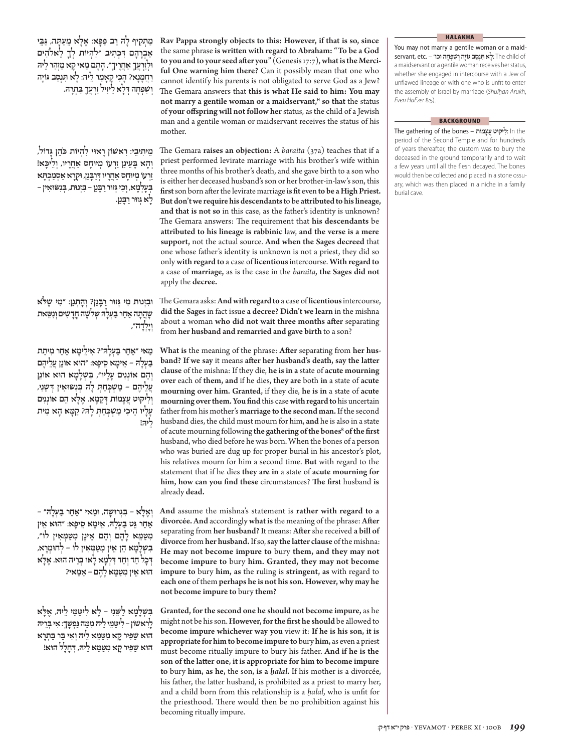מַתְקִיף לָהּ רַב פַּפָּא: אֶלָּא מֵעַתָּה, גַּבֵּי אַבְרָהָם דִּכְתִיב ״לִהְיוֹת לְךָ לֵאלֹהִים וּלְזַרְעֲךָ אַחֲרֶיךָ״, הָתָם מַאי קָא מַזְהַר לֵיהּ רַחֲמָנָא? הָכִי קָאָמַר לֵיהּ: לָא תִּנְסַב גּוֹיָה וְשִׁפְחָה דְּלָא לֵיזִיל זַרְעָךְ בָּתְרָהּ.

**Rav Pappa strongly objects to this: However, if that is so, since** the same phrase **is written with regard to Abraham: "To be a God to you and to your seed after you"** (Genesis 17:7), **what is the Merciful One warning him there?** Can it possibly mean that one who cannot identify his parents is not obligated to serve God as a Jew? The Gemara answers that **this is what He said to him: You may not marry a gentile woman or a maidservant,**[H] **so that** the status of **your offspring will not follow her** status, as the child of a Jewish man and a gentile woman or maidservant receives the status of his mother.

מֵיתִיבִי: רִאשׁוֹן רָאוּי לִהְיוֹת כֹּהֵן גָּדוֹל, וְהָא בָּעֵינַן זַרְעוֹ מְיוּחָס אַחֲרָיו, וְלֵיכָּא! זַרְעוֹ מְיוּחָס אַחֲרָיו דְּרַבָּנַן, וּקְרָא אַסְמַכְתָּא בְּעָלְמָא, וְכִי גְּזוּר רַבָּנַן – בִּזְנוּת, בְּנִשּׂוּאִין – לָא גְּזוּר רַבָּנַן.

The Gemara **raises an objection:** A *baraita* (37a) teaches that if a priest performed levirate marriage with his brother's wife within three months of his brother's death, and she gave birth to a son who is either her deceased husband's son or her brother-in-law's son, this **first** son born after the levirate marriage **is fit** even **to be a High Priest. But don't we require his descendants** to be **attributed to his lineage, and that is not so** in this case, as the father's identity is unknown? The Gemara answers: The requirement that **his descendants** be **attributed to his lineage is rabbinic** law, **and the verse is a mere support,** not the actual source. **And when the Sages decreed** that one whose father's identity is unknown is not a priest, they did so only **with regard to** a case of **licentious** intercourse. **With regard to** a case of **marriage,** as is the case in the *baraita*, **the Sages did not** apply the **decree.**

וּבִזְנוּת מִי גְּזוּר רַבָּנַן? וְהָתְנַן: ״מִי שֶׁלֹּא שָׁהֲתָה אַחַר בַּעְלָהּ שְׁלֹשָׁה חֳדָשִׁים וְנִשֵּׂאת וְיָלְדָה״,

The Gemara asks: **And with regard to** a case of **licentious** intercourse, **did the Sages** in fact issue **a decree? Didn't we learn** in the mishna about a woman **who did not wait three months after** separating from **her husband and remarried and gave birth** to a son?

מַאי ״אַחַר בַּעְלָהּ״? אִילֵּימָא אַחַר מִיתַת בַּעְלָהּ – אֵימָא סֵיפָא: ״הוּא אוֹנֵן עֲלֵיהֶם וְהֵם אוֹנְנִים עָלָיו״, בִּשְׁלָמָא הוּא אוֹנֵן עֲלֵיהֶם – מַשְׁכַּחַתְּ לָהּ בְּנִשּׂוּאִין דְּשֵׁנִי, וְלִיקּוּט עֲצָמוֹת דְּקַמָּא. אֶלָּא הֵם אוֹנְנִים עָלָיו הֵיכִי מַשְׁכַּחַתְּ לָהּ? קַמָּא הָא מִית לֵיהּ!

**What is** the meaning of the phrase: **After** separating from **her husband? If we say** it means **after her husband's death, say the latter clause** of the mishna: If they die, **he is in a** state of **acute mourning over** each of **them, and** if he dies, **they are** both **in** a state of **acute mourning over him. Granted,** if they die, **he is in a state of acute mourning over them. You find** this case **with regard to** his uncertain father from his mother's **marriage to the second man.** If the second husband dies, the child must mourn for him, **and** he is also in a state of acute mourning following **the gathering of the bones**[B] **of the first** husband, who died before he was born. When the bones of a person who was buried are dug up for proper burial in his ancestor's plot, his relatives mourn for him a second time. **But** with regard to the statement that if he dies **they are in** a state of **acute mourning for him, how can you find these** circumstances? **The first** husband **is** already **dead.**

וְאֶלָּא – בִּגְרוּשָׁה, וּמַאי ״אַחַר בַּעְלָהּ״ – אַחַר גֵּט בַּעְלָהּ, אֵימָא סֵיפָא: ״הוּא אֵין מִטַּמֵּא לָהֶם וְהֵם אֵינָן מִטַּמְּאִין לוֹ״, בִּשְׁלָמָא הֵן אֵין מִטַּמְּאִין לוֹ – לְחוּמְרָא, דְּכָל חַד וְחַד דִּלְמָא לָאו בְּרֵיהּ הוּא. אֶלָּא הוּא אֵין מִטַּמֵּא לָהֶם – אַמַּאי?

**And** assume the mishna's statement is **rather with regard to a divorcée. And** accordingly **what is** the meaning of the phrase: **After** separating from **her husband?** It means: **After** she received **a bill of divorce** from **her husband.** If so, **say the latter clause** of the mishna: **He may not become impure to** bury **them, and they may not become impure to** bury **him. Granted, they may not become impure to** bury **him, as** the ruling is **stringent, as** with regard to **each one** of them **perhaps he is not his son. However, why may he not become impure to** bury **them?**

בִּשְׁלָמָא לַשֵּׁנִי – לָא לִיטַּמֵּי לֵיהּ, אֶלָּא לָרִאשׁוֹן – לִיטַּמֵּי לֵיהּ מִמָּה נַפְשָׁךְ: אִי בְּרֵיהּ הוּא שַׁפִּיר קָא מִטַּמֵּא לֵיהּ וְאִי בַּר בָּתְרָא הוּא שַׁפִּיר קָא מִטַּמֵּא לֵיהּ, דְּחָלָל הוּא!

**Granted, for the second one he should not become impure,** as he might not be his son. **However, for the first he should** be allowed to **become impure whichever way you** view it: **If he is his son, it is appropriate for him to become impure to** bury **him,** as even a priest must become ritually impure to bury his father. **And if he is the son of the latter one, it is appropriate for him to become impure to** bury **him, as he,** the son, **is a *ḥalal*.** If his mother is a divorcée, his father, the latter husband, is prohibited as a priest to marry her, and a child born from this relationship is a *ḥalal*, who is unfit for the priesthood. There would then be no prohibition against his becoming ritually impure.

---

**HALAKHA**

You may not marry a gentile woman or a maidservant, etc. – לָא תִּנְסַב גּוֹיָה וְשִׁפְחָה וכו׳: The child of a maidservant or a gentile woman receives her status, whether she engaged in intercourse with a Jew of unflawed lineage or with one who is unfit to enter the assembly of Israel by marriage (*Shulḥan Arukh*, *Even HaEzer* 8:5).

**BACKGROUND**

The gathering of the bones – לִיקּוּט עֲצָמוֹת: In the period of the Second Temple and for hundreds of years thereafter, the custom was to bury the deceased in the ground temporarily and to wait a few years until all the flesh decayed. The bones would then be collected and placed in a stone ossuary, which was then placed in a niche in a family burial cave.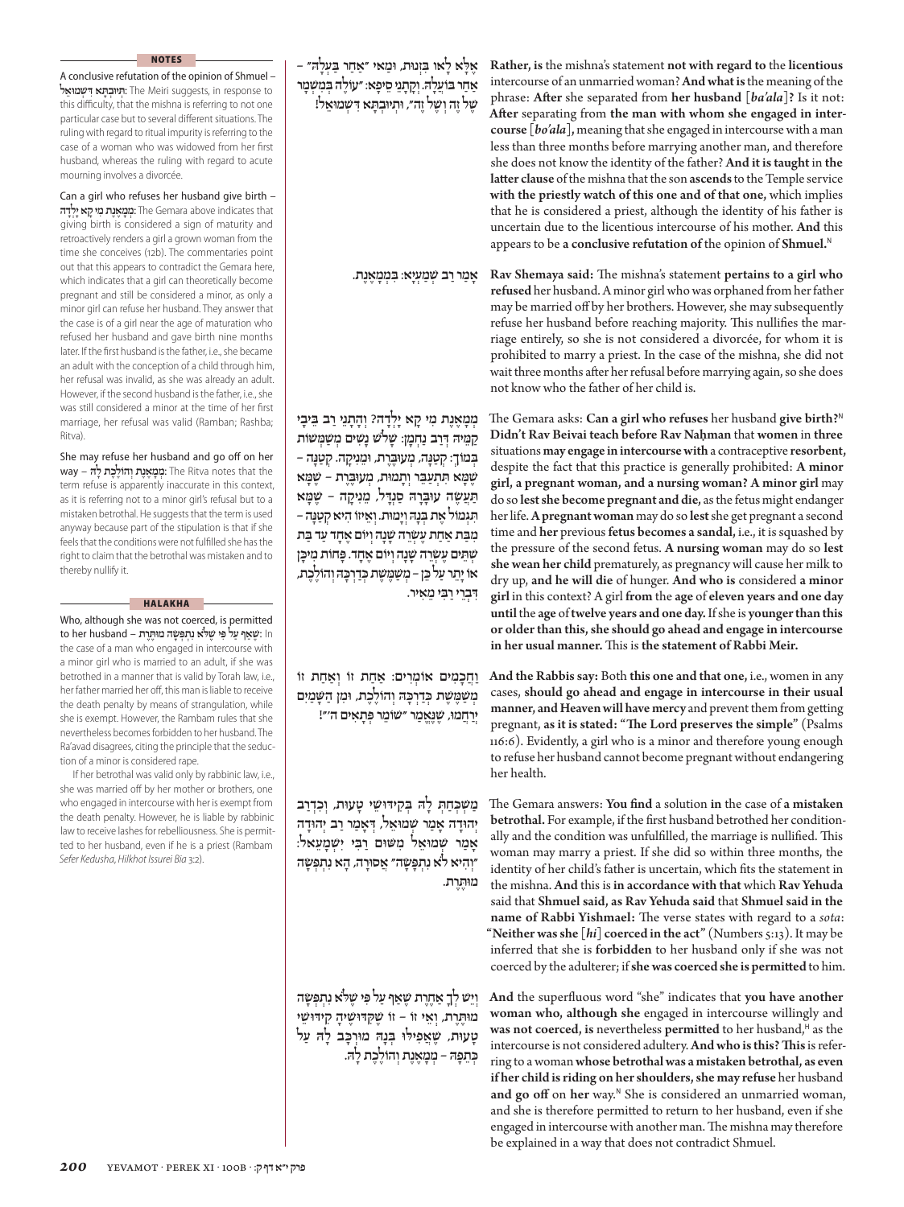## NOTES

A conclusive refutation of the opinion of Shmuel – תְּיוּבְתָּא דִּשְׁמוּאֵל: The Meiri suggests, in response to this difficulty, that the mishna is referring to not one particular case but to several different situations. The ruling with regard to ritual impurity is referring to the case of a woman who was widowed from her first husband, whereas the ruling with regard to acute mourning involves a divorcée.

Can a girl who refuses her husband give birth – מְמָאֶנֶת מִי קָא יָלְדָה: The Gemara above indicates that giving birth is considered a sign of maturity and retroactively renders a girl a grown woman from the time she conceives (12b). The commentaries point out that this appears to contradict the Gemara here, which indicates that a girl can theoretically become pregnant and still be considered a minor, as only a minor girl can refuse her husband. They answer that the case is of a girl near the age of maturation who refused her husband and gave birth nine months later. If the first husband is the father, i.e., she became an adult with the conception of a child through him, her refusal was invalid, as she was already an adult. However, if the second husband is the father, i.e., she was still considered a minor at the time of her first marriage, her refusal was valid (Ramban; Rashba; Ritva).

She may refuse her husband and go off on her way – מְמָאֶנֶת וְהוֹלֶכֶת לָהּ: The Ritva notes that the term refuse is apparently inaccurate in this context, as it is referring not to a minor girl's refusal but to a mistaken betrothal. He suggests that the term is used anyway because part of the stipulation is that if she feels that the conditions were not fulfilled she has the right to claim that the betrothal was mistaken and to thereby nullify it.

## HALAKHA

Who, although she was not coerced, is permitted to her husband – שֶׁאַף עַל פִּי שֶׁלֹּא נִתְפְּשָׂה מוּתֶּרֶת: In the case of a man who engaged in intercourse with a minor girl who is married to an adult, if she was betrothed in a manner that is valid by Torah law, i.e., her father married her off, this man is liable to receive the death penalty by means of strangulation, while she is exempt. However, the Rambam rules that she is nevertheless forbidden to her husband. The Ra'avad disagrees, citing the principle that the seduction of a minor is considered rape.

If her betrothal was valid only by rabbinic law, i.e., she was married off by her mother or brothers, one who engaged in intercourse with her is exempt from the death penalty. However, he is liable by rabbinic law to receive lashes for rebelliousness. She is permitted to her husband, even if he is a priest (Rambam *Sefer Kedusha*, *Hilkhot Issurei Bia* 3:2).

---

אֶלָּא לָאו בִּזְנוּת, וּמַאי ״אַחַר בַּעְלָהּ״ – אַחַר בּוֹעֲלָהּ. וְקָתָנֵי סֵיפָא: ״עוֹלֶה בְּמִשְׁמַר שֶׁל זֶה וְשֶׁל זֶה״, וּתְיוּבְתָּא דִּשְׁמוּאֵל!

**Rather, is** the mishna's statement **not with regard to** the **licentious** intercourse of an unmarried woman? **And what is** the meaning of the phrase: **After** she separated from **her husband** [*ba'ala*]**?** It is not: **After** separating from **the man with whom she engaged in intercourse** [*bo'ala*], meaning that she engaged in intercourse with a man less than three months before marrying another man, and therefore she does not know the identity of the father? **And it is taught** in **the latter clause** of the mishna that the son **ascends** to the Temple service **with the priestly watch of this one and of that one,** which implies that he is considered a priest, although the identity of his father is uncertain due to the licentious intercourse of his mother. **And** this appears to be **a conclusive refutation of** the opinion of **Shmuel.**[N]

אָמַר רַב שְׁמַעְיָא: בִּמְמָאֶנֶת.

**Rav Shemaya said:** The mishna's statement **pertains to a girl who refused** her husband. A minor girl who was orphaned from her father may be married off by her brothers. However, she may subsequently refuse her husband before reaching majority. This nullifies the marriage entirely, so she is not considered a divorcée, for whom it is prohibited to marry a priest. In the case of the mishna, she did not wait three months after her refusal before marrying again, so she does not know who the father of her child is.

מְמָאֶנֶת מִי קָא יָלְדָה? וְהָתָנֵי רַב בֵּיבַי קַמֵּיהּ דְּרַב נַחְמָן: שָׁלֹשׁ נָשִׁים מְשַׁמְּשׁוֹת בְּמוֹךְ: קְטַנָּה, מְעוּבֶּרֶת, וּמֵנִיקָה. קְטַנָּה – שֶׁמָּא תִּתְעַבֵּר וְתָמוּת, מְעוּבֶּרֶת – שֶׁמָּא תֵּעָשֶׂה עוּבָּרָהּ סַנְדָּל, מֵנִיקָה – שֶׁמָּא תִּגְמוֹל אֶת בְּנָהּ וְיָמוּת. וְאֵיזוֹ הִיא קְטַנָּה – מִבַּת אַחַת עֶשְׂרֵה שָׁנָה וְיוֹם אֶחָד עַד בַּת שְׁתֵּים עֶשְׂרֵה שָׁנָה וְיוֹם אֶחָד, פָּחוֹת מִיכֵּן אוֹ יָתֵר עַל כֵּן – מְשַׁמֶּשֶׁת כְּדַרְכָּהּ וְהוֹלֶכֶת, דִּבְרֵי רַבִּי מֵאִיר.

The Gemara asks: **Can a girl who refuses** her husband **give birth?**[N] **Didn't Rav Beivai teach before Rav Naḥman** that **women** in **three** situations **may engage in intercourse with** a contraceptive **resorbent,** despite the fact that this practice is generally prohibited: **A minor girl, a pregnant woman, and a nursing woman? A minor girl** may do so **lest she become pregnant and die,** as the fetus might endanger her life. **A pregnant woman** may do so **lest** she get pregnant a second time and **her** previous **fetus becomes a sandal,** i.e., it is squashed by the pressure of the second fetus. **A nursing woman** may do so **lest she wean her child** prematurely, as pregnancy will cause her milk to dry up, **and he will die** of hunger. **And who is** considered **a minor girl** in this context? A girl **from** the **age** of **eleven years and one day until** the **age** of **twelve years and one day.** If she is **younger than this or older than this, she should go ahead and engage in intercourse in her usual manner.** This is **the statement of Rabbi Meir.**

וַחֲכָמִים אוֹמְרִים: אַחַת זוֹ וְאַחַת זוֹ מְשַׁמֶּשֶׁת כְּדַרְכָּהּ וְהוֹלֶכֶת, וּמִן הַשָּׁמַיִם יְרַחֲמוּ, שֶׁנֶּאֱמַר ״שׁוֹמֵר פְּתָאִים ה׳״!

**And the Rabbis say:** Both **this one and that one,** i.e., women in any cases, **should go ahead and engage in intercourse in their usual manner, and Heaven will have mercy** and prevent them from getting pregnant, **as it is stated: "The Lord preserves the simple"** (Psalms 116:6). Evidently, a girl who is a minor and therefore young enough to refuse her husband cannot become pregnant without endangering her health.

מַשְׁכַּחַתְּ לָהּ בְּקִידּוּשֵׁי טָעוּת, וּכְדְרַב יְהוּדָה אָמַר שְׁמוּאֵל, דְּאָמַר רַב יְהוּדָה אָמַר שְׁמוּאֵל מִשּׁוּם רַבִּי יִשְׁמָעֵאל: ״וְהִיא לֹא נִתְפָּשָׂה״ אֲסוּרָה, הָא נִתְפְּשָׂה מוּתֶּרֶת.

The Gemara answers: **You find** a solution **in** the case of **a mistaken betrothal.** For example, if the first husband betrothed her conditionally and the condition was unfulfilled, the marriage is nullified. This woman may marry a priest. If she did so within three months, the identity of her child's father is uncertain, which fits the statement in the mishna. **And** this is **in accordance with that** which **Rav Yehuda** said that **Shmuel said, as Rav Yehuda said** that **Shmuel said in the name of Rabbi Yishmael:** The verse states with regard to a *sota*: **"Neither was she** [*hi*] **coerced in the act"** (Numbers 5:13). It may be inferred that she is **forbidden** to her husband only if she was not coerced by the adulterer; if **she was coerced she is permitted** to him.

וְיֵשׁ לָךְ אַחֶרֶת שֶׁאַף עַל פִּי שֶׁלֹּא נִתְפְּשָׂה מוּתֶּרֶת, וְאֵי זוֹ – זוֹ שֶׁקִּדּוּשֶׁיהָ קִידּוּשֵׁי טָעוּת, שֶׁאֲפִילּוּ בְּנָהּ מוּרְכָּב לָהּ עַל כְּתֵפָהּ – מְמָאֶנֶת וְהוֹלֶכֶת לָהּ.

**And** the superfluous word "she" indicates that **you have another woman who, although she** engaged in intercourse willingly and **was not coerced, is** nevertheless **permitted** to her husband,[H] as the intercourse is not considered adultery. **And who is this? This** is referring to a woman **whose betrothal was a mistaken betrothal, as even if her child is riding on her shoulders, she may refuse** her husband **and go off** on **her** way.[N] She is considered an unmarried woman, and she is therefore permitted to return to her husband, even if she engaged in intercourse with another man. The mishna may therefore be explained in a way that does not contradict Shmuel.